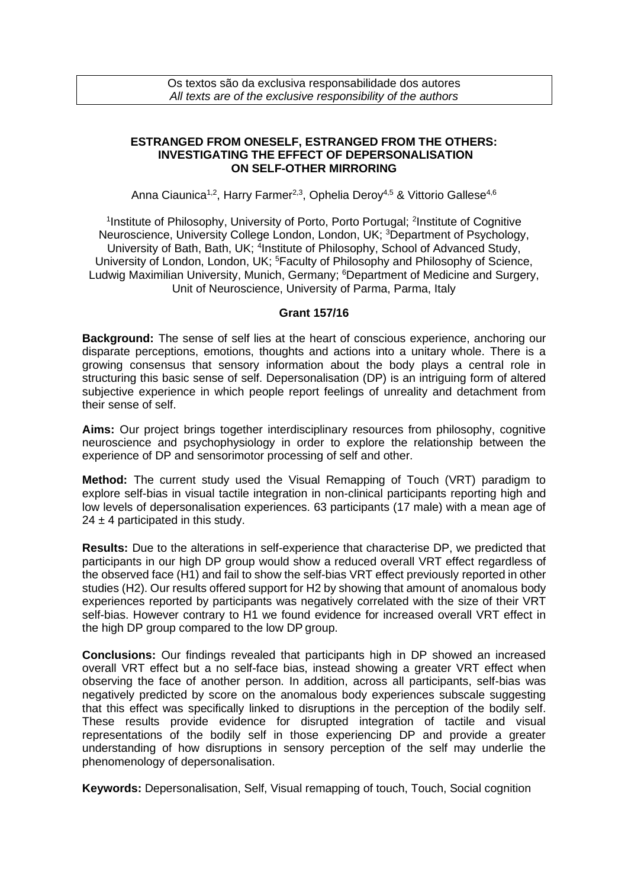Os textos são da exclusiva responsabilidade dos autores
*All texts are of the exclusive responsibility of the authors*

**ESTRANGED FROM ONESELF, ESTRANGED FROM THE OTHERS: INVESTIGATING THE EFFECT OF DEPERSONALISATION ON SELF-OTHER MIRRORING**

Anna Ciaunica[1,2], Harry Farmer[2,3], Ophelia Deroy[4,5] & Vittorio Gallese[4,6]

[1]Institute of Philosophy, University of Porto, Porto Portugal; [2]Institute of Cognitive Neuroscience, University College London, London, UK; [3]Department of Psychology, University of Bath, Bath, UK; [4]Institute of Philosophy, School of Advanced Study, University of London, London, UK; [5]Faculty of Philosophy and Philosophy of Science, Ludwig Maximilian University, Munich, Germany; [6]Department of Medicine and Surgery, Unit of Neuroscience, University of Parma, Parma, Italy

**Grant 157/16**

**Background:** The sense of self lies at the heart of conscious experience, anchoring our disparate perceptions, emotions, thoughts and actions into a unitary whole. There is a growing consensus that sensory information about the body plays a central role in structuring this basic sense of self. Depersonalisation (DP) is an intriguing form of altered subjective experience in which people report feelings of unreality and detachment from their sense of self.

**Aims:** Our project brings together interdisciplinary resources from philosophy, cognitive neuroscience and psychophysiology in order to explore the relationship between the experience of DP and sensorimotor processing of self and other.

**Method:** The current study used the Visual Remapping of Touch (VRT) paradigm to explore self-bias in visual tactile integration in non-clinical participants reporting high and low levels of depersonalisation experiences. 63 participants (17 male) with a mean age of $24 \pm 4$ participated in this study.

**Results:** Due to the alterations in self-experience that characterise DP, we predicted that participants in our high DP group would show a reduced overall VRT effect regardless of the observed face (H1) and fail to show the self-bias VRT effect previously reported in other studies (H2). Our results offered support for H2 by showing that amount of anomalous body experiences reported by participants was negatively correlated with the size of their VRT self-bias. However contrary to H1 we found evidence for increased overall VRT effect in the high DP group compared to the low DP group.

**Conclusions:** Our findings revealed that participants high in DP showed an increased overall VRT effect but a no self-face bias, instead showing a greater VRT effect when observing the face of another person. In addition, across all participants, self-bias was negatively predicted by score on the anomalous body experiences subscale suggesting that this effect was specifically linked to disruptions in the perception of the bodily self. These results provide evidence for disrupted integration of tactile and visual representations of the bodily self in those experiencing DP and provide a greater understanding of how disruptions in sensory perception of the self may underlie the phenomenology of depersonalisation.

**Keywords:** Depersonalisation, Self, Visual remapping of touch, Touch, Social cognition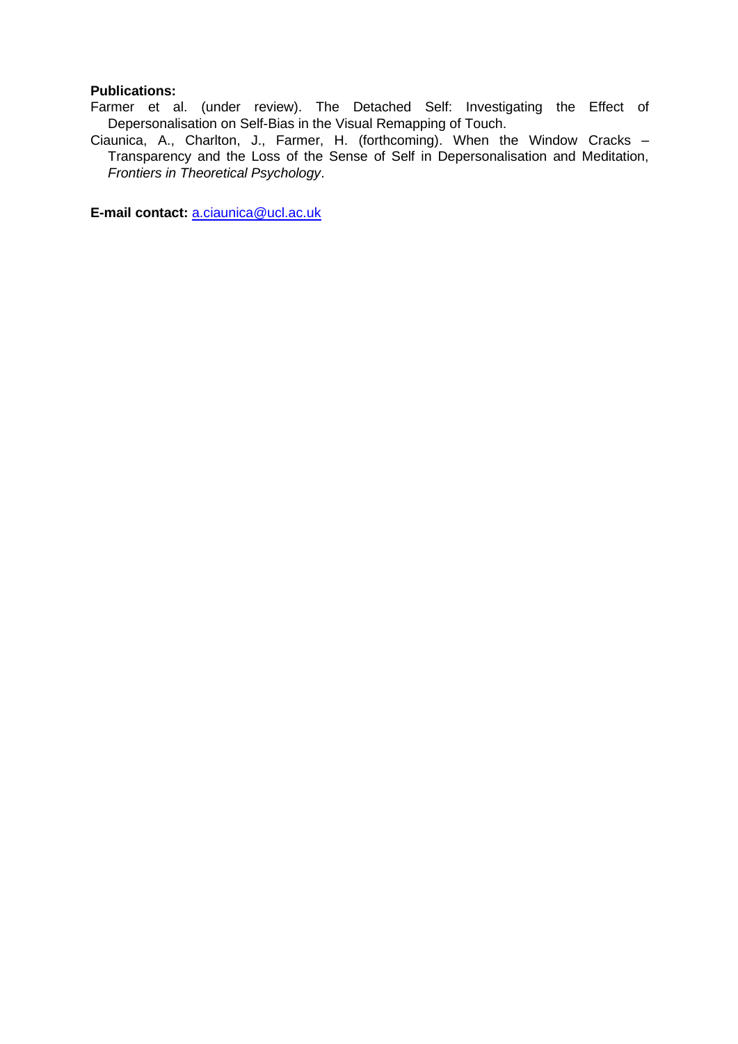**Publications:**

Farmer et al. (under review). The Detached Self: Investigating the Effect of Depersonalisation on Self-Bias in the Visual Remapping of Touch.

Ciaunica, A., Charlton, J., Farmer, H. (forthcoming). When the Window Cracks – Transparency and the Loss of the Sense of Self in Depersonalisation and Meditation, *Frontiers in Theoretical Psychology*.

**E-mail contact:** [a.ciaunica@ucl.ac.uk](mailto:a.ciaunica@ucl.ac.uk)